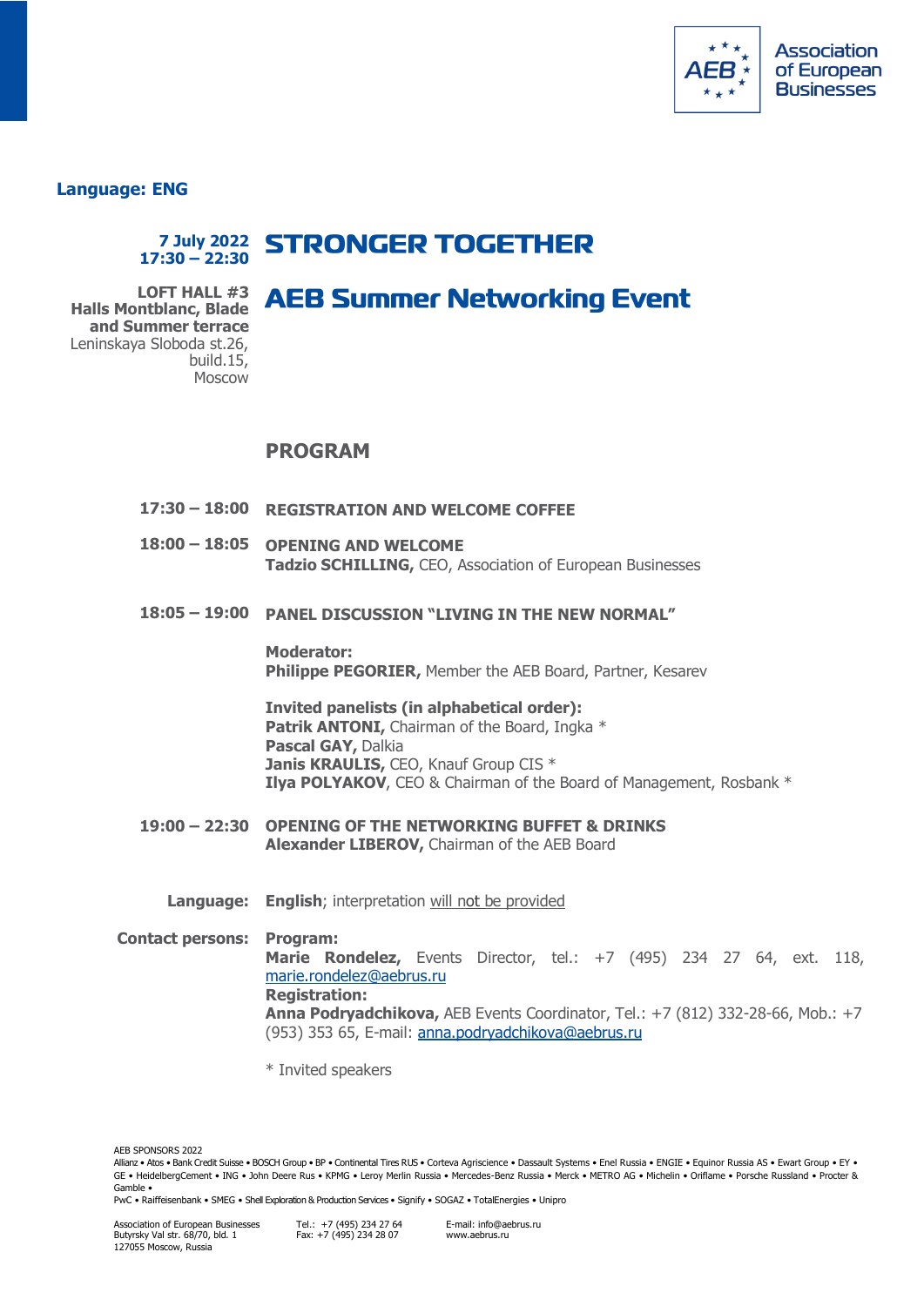Association of European Businesses

**Language: ENG**

**7 July 2022**
**17:30 – 22:30**

# STRONGER TOGETHER

**LOFT HALL #3**
**Halls Montblanc, Blade and Summer terrace**
Leninskaya Sloboda st.26, build.15, Moscow

# AEB Summer Networking Event

## PROGRAM

**17:30 – 18:00** **REGISTRATION AND WELCOME COFFEE**

**18:00 – 18:05** **OPENING AND WELCOME**
**Tadzio SCHILLING,** CEO, Association of European Businesses

**18:05 – 19:00** **PANEL DISCUSSION "LIVING IN THE NEW NORMAL"**

**Moderator:**
**Philippe PEGORIER,** Member the AEB Board, Partner, Kesarev

**Invited panelists (in alphabetical order):**
**Patrik ANTONI,** Chairman of the Board, Ingka *
**Pascal GAY,** Dalkia
**Janis KRAULIS,** CEO, Knauf Group CIS *
**Ilya POLYAKOV**, CEO & Chairman of the Board of Management, Rosbank *

**19:00 – 22:30** **OPENING OF THE NETWORKING BUFFET & DRINKS**
**Alexander LIBEROV,** Chairman of the AEB Board

**Language:** **English**; interpretation will not be provided

**Contact persons:** **Program:**
**Marie Rondelez,** Events Director, tel.: +7 (495) 234 27 64, ext. 118, marie.rondelez@aebrus.ru
**Registration:**
**Anna Podryadchikova,** AEB Events Coordinator, Tel.: +7 (812) 332-28-66, Mob.: +7 (953) 353 65, E-mail: anna.podryadchikova@aebrus.ru

* Invited speakers

AEB SPONSORS 2022
Allianz • Atos • Bank Credit Suisse • BOSCH Group • BP • Continental Tires RUS • Corteva Agriscience • Dassault Systems • Enel Russia • ENGIE • Equinor Russia AS • Ewart Group • EY • GE • HeidelbergCement • ING • John Deere Rus • KPMG • Leroy Merlin Russia • Mercedes-Benz Russia • Merck • METRO AG • Michelin • Oriflame • Porsche Russland • Procter & Gamble •
PwC • Raiffeisenbank • SMEG • Shell Exploration & Production Services • Signify • SOGAZ • TotalEnergies • Unipro

Association of European Businesses
Butyrsky Val str. 68/70, bld. 1
127055 Moscow, Russia

Tel.: +7 (495) 234 27 64
Fax: +7 (495) 234 28 07

E-mail: info@aebrus.ru
www.aebrus.ru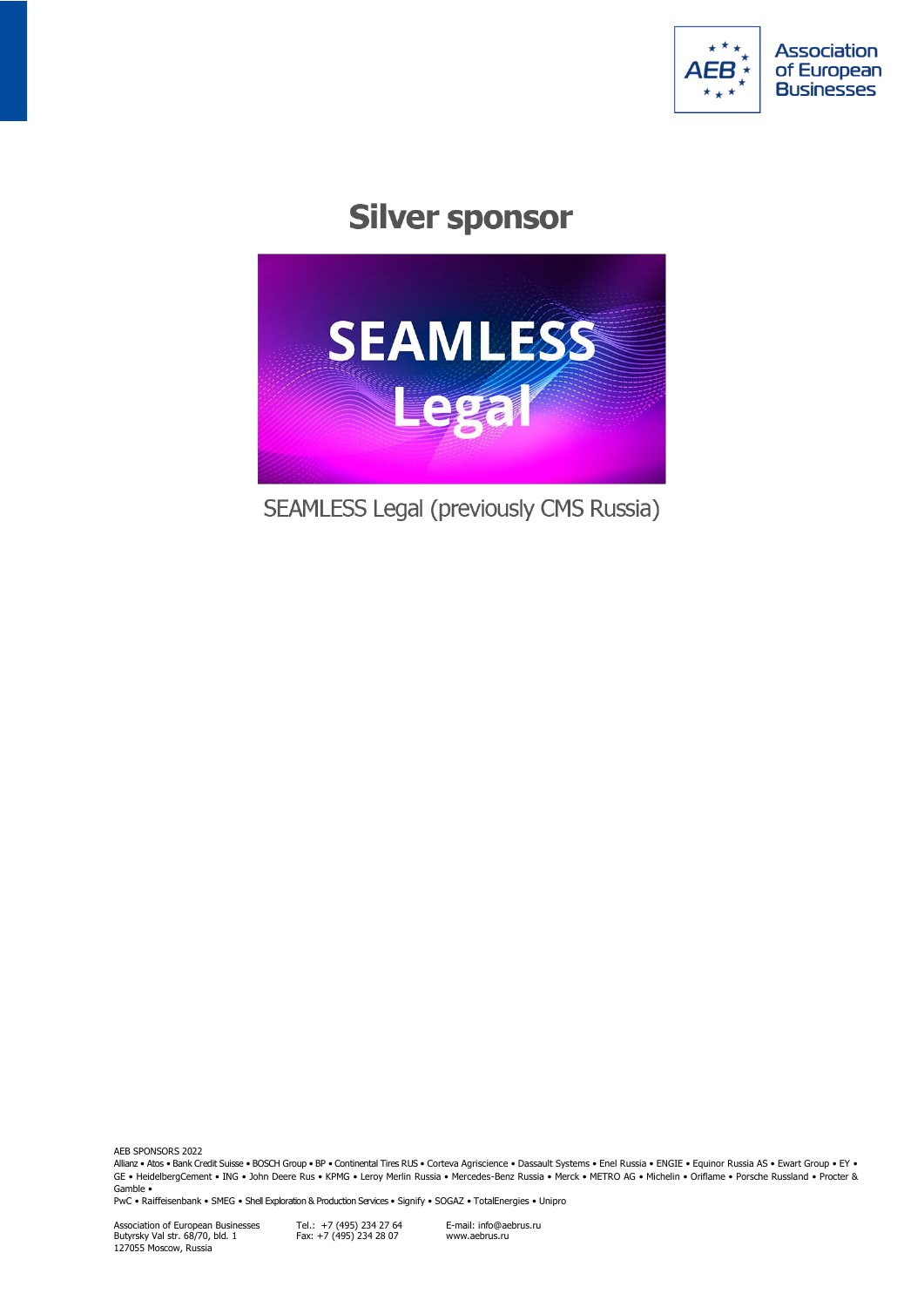## Silver sponsor

SEAMLESS Legal

SEAMLESS Legal (previously CMS Russia)

AEB SPONSORS 2022

Allianz • Atos • Bank Credit Suisse • BOSCH Group • BP • Continental Tires RUS • Corteva Agriscience • Dassault Systems • Enel Russia • ENGIE • Equinor Russia AS • Ewart Group • EY • GE • HeidelbergCement • ING • John Deere Rus • KPMG • Leroy Merlin Russia • Mercedes-Benz Russia • Merck • METRO AG • Michelin • Oriflame • Porsche Russland • Procter & Gamble •
PwC • Raiffeisenbank • SMEG • Shell Exploration & Production Services • Signify • SOGAZ • TotalEnergies • Unipro

Association of European Businesses
Butyrsky Val str. 68/70, bld. 1
127055 Moscow, Russia

Tel.: +7 (495) 234 27 64
Fax: +7 (495) 234 28 07

E-mail: info@aebrus.ru
www.aebrus.ru